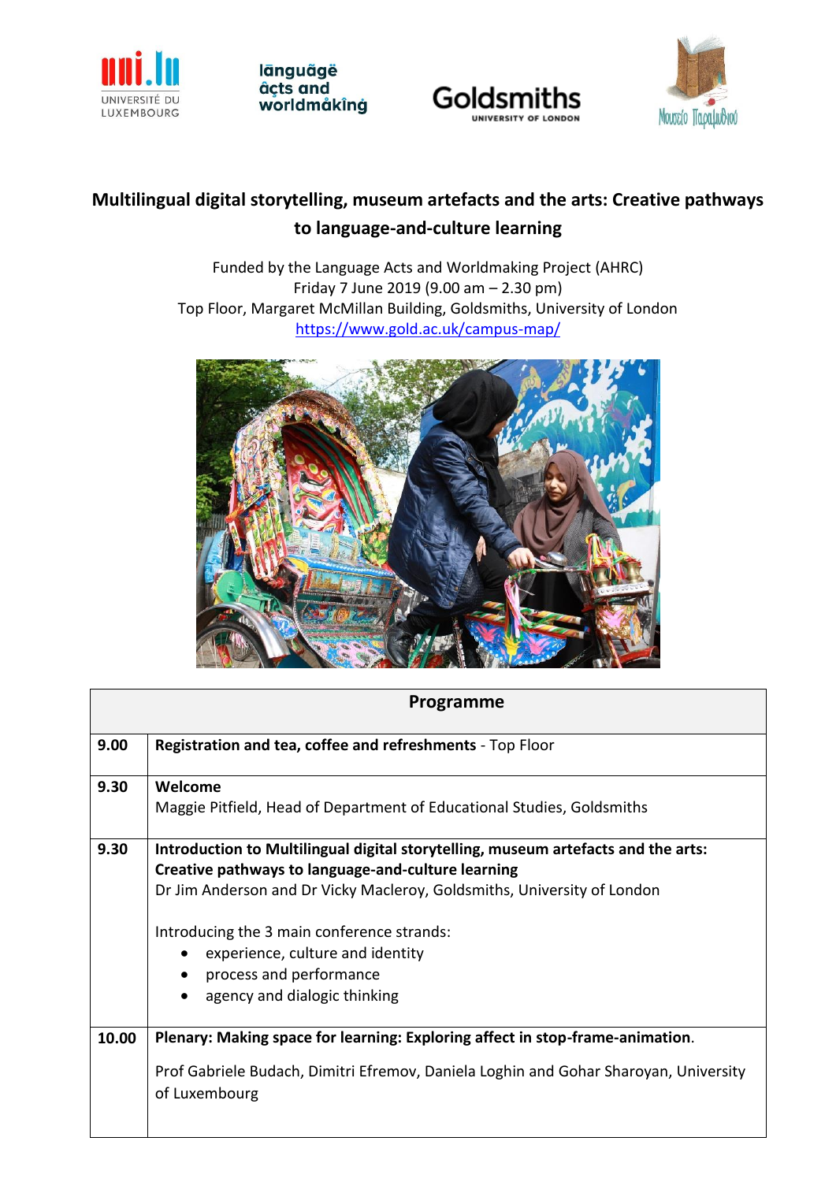# Multilingual digital storytelling, museum artefacts and the arts: Creative pathways to language-and-culture learning

Funded by the Language Acts and Worldmaking Project (AHRC)
Friday 7 June 2019 (9.00 am – 2.30 pm)
Top Floor, Margaret McMillan Building, Goldsmiths, University of London
https://www.gold.ac.uk/campus-map/

| Programme | |
|---|---|
| **9.00** | **Registration and tea, coffee and refreshments** - Top Floor |
| **9.30** | **Welcome**<br>Maggie Pitfield, Head of Department of Educational Studies, Goldsmiths |
| **9.30** | **Introduction to Multilingual digital storytelling, museum artefacts and the arts: Creative pathways to language-and-culture learning**<br>Dr Jim Anderson and Dr Vicky Macleroy, Goldsmiths, University of London<br><br>Introducing the 3 main conference strands:<br>• experience, culture and identity<br>• process and performance<br>• agency and dialogic thinking |
| **10.00** | **Plenary: Making space for learning: Exploring affect in stop-frame-animation**.<br><br>Prof Gabriele Budach, Dimitri Efremov, Daniela Loghin and Gohar Sharoyan, University of Luxembourg |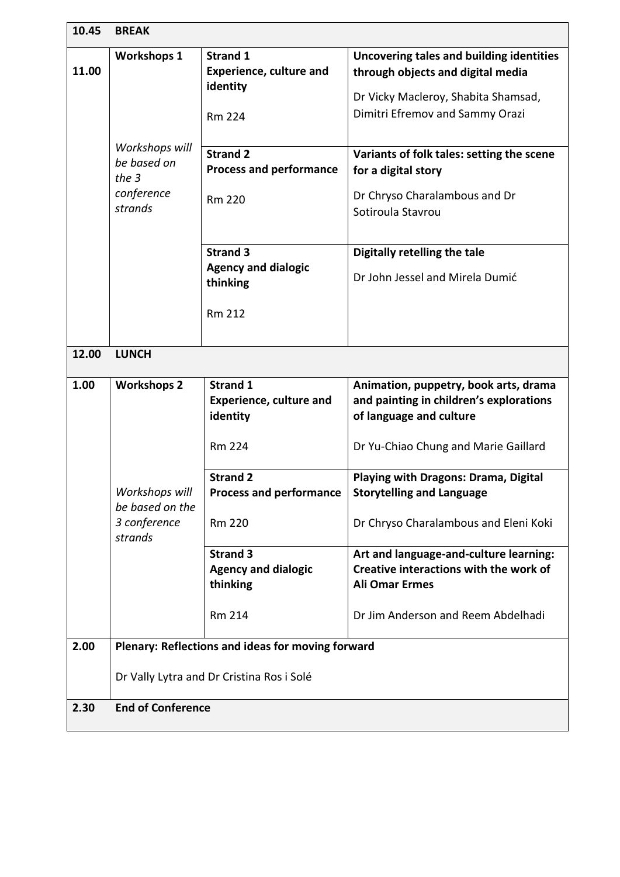| 10.45 | BREAK | | |
|---|---|---|---|
| 11.00 | **Workshops 1**<br><br>*Workshops will be based on the 3 conference strands* | **Strand 1**<br>**Experience, culture and identity**<br><br>Rm 224 | **Uncovering tales and building identities through objects and digital media**<br><br>Dr Vicky Macleroy, Shabita Shamsad, Dimitri Efremov and Sammy Orazi |
| | | **Strand 2**<br>**Process and performance**<br><br>Rm 220 | **Variants of folk tales: setting the scene for a digital story**<br><br>Dr Chryso Charalambous and Dr Sotiroula Stavrou |
| | | **Strand 3**<br>**Agency and dialogic thinking**<br><br>Rm 212 | **Digitally retelling the tale**<br><br>Dr John Jessel and Mirela Dumić |
| **12.00** | **LUNCH** | | |
| **1.00** | **Workshops 2**<br><br>*Workshops will be based on the 3 conference strands* | **Strand 1**<br>**Experience, culture and identity**<br><br>Rm 224 | **Animation, puppetry, book arts, drama and painting in children's explorations of language and culture**<br><br>Dr Yu-Chiao Chung and Marie Gaillard |
| | | **Strand 2**<br>**Process and performance**<br><br>Rm 220 | **Playing with Dragons: Drama, Digital Storytelling and Language**<br><br>Dr Chryso Charalambous and Eleni Koki |
| | | **Strand 3**<br>**Agency and dialogic thinking**<br><br>Rm 214 | **Art and language-and-culture learning: Creative interactions with the work of Ali Omar Ermes**<br><br>Dr Jim Anderson and Reem Abdelhadi |
| **2.00** | **Plenary: Reflections and ideas for moving forward**<br><br>Dr Vally Lytra and Dr Cristina Ros i Solé | | |
| **2.30** | **End of Conference** | | |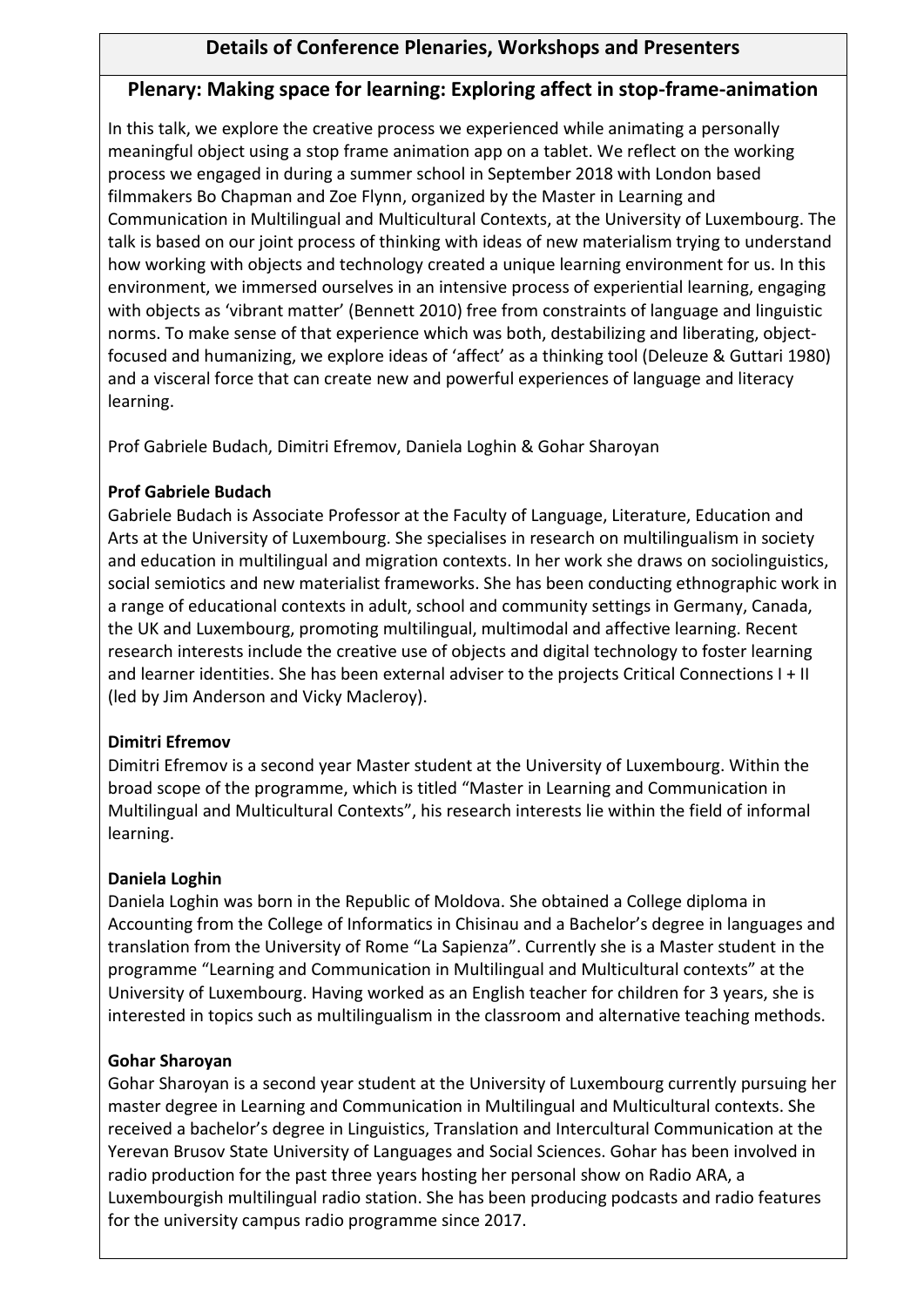## Details of Conference Plenaries, Workshops and Presenters

### Plenary: Making space for learning: Exploring affect in stop-frame-animation

In this talk, we explore the creative process we experienced while animating a personally meaningful object using a stop frame animation app on a tablet. We reflect on the working process we engaged in during a summer school in September 2018 with London based filmmakers Bo Chapman and Zoe Flynn, organized by the Master in Learning and Communication in Multilingual and Multicultural Contexts, at the University of Luxembourg. The talk is based on our joint process of thinking with ideas of new materialism trying to understand how working with objects and technology created a unique learning environment for us. In this environment, we immersed ourselves in an intensive process of experiential learning, engaging with objects as 'vibrant matter' (Bennett 2010) free from constraints of language and linguistic norms. To make sense of that experience which was both, destabilizing and liberating, object-focused and humanizing, we explore ideas of 'affect' as a thinking tool (Deleuze & Guttari 1980) and a visceral force that can create new and powerful experiences of language and literacy learning.

Prof Gabriele Budach, Dimitri Efremov, Daniela Loghin & Gohar Sharoyan

**Prof Gabriele Budach**

Gabriele Budach is Associate Professor at the Faculty of Language, Literature, Education and Arts at the University of Luxembourg. She specialises in research on multilingualism in society and education in multilingual and migration contexts. In her work she draws on sociolinguistics, social semiotics and new materialist frameworks. She has been conducting ethnographic work in a range of educational contexts in adult, school and community settings in Germany, Canada, the UK and Luxembourg, promoting multilingual, multimodal and affective learning. Recent research interests include the creative use of objects and digital technology to foster learning and learner identities. She has been external adviser to the projects Critical Connections I + II (led by Jim Anderson and Vicky Macleroy).

**Dimitri Efremov**

Dimitri Efremov is a second year Master student at the University of Luxembourg. Within the broad scope of the programme, which is titled "Master in Learning and Communication in Multilingual and Multicultural Contexts", his research interests lie within the field of informal learning.

**Daniela Loghin**

Daniela Loghin was born in the Republic of Moldova. She obtained a College diploma in Accounting from the College of Informatics in Chisinau and a Bachelor's degree in languages and translation from the University of Rome "La Sapienza". Currently she is a Master student in the programme "Learning and Communication in Multilingual and Multicultural contexts" at the University of Luxembourg. Having worked as an English teacher for children for 3 years, she is interested in topics such as multilingualism in the classroom and alternative teaching methods.

**Gohar Sharoyan**

Gohar Sharoyan is a second year student at the University of Luxembourg currently pursuing her master degree in Learning and Communication in Multilingual and Multicultural contexts. She received a bachelor's degree in Linguistics, Translation and Intercultural Communication at the Yerevan Brusov State University of Languages and Social Sciences. Gohar has been involved in radio production for the past three years hosting her personal show on Radio ARA, a Luxembourgish multilingual radio station. She has been producing podcasts and radio features for the university campus radio programme since 2017.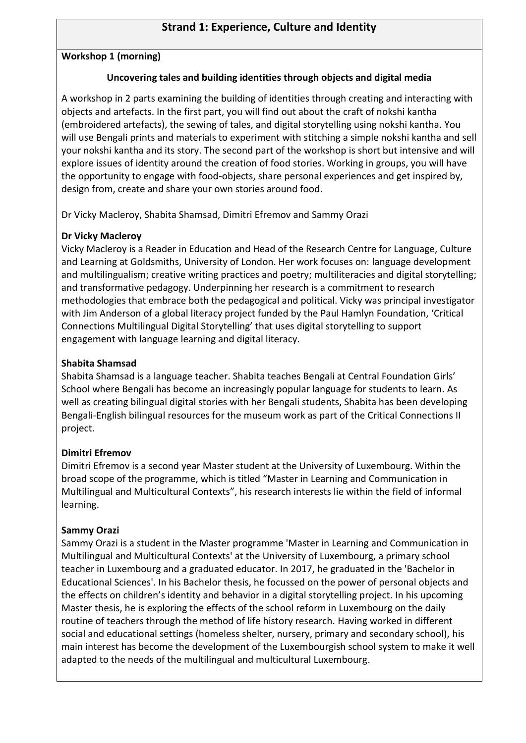# Strand 1: Experience, Culture and Identity

**Workshop 1 (morning)**

### Uncovering tales and building identities through objects and digital media

A workshop in 2 parts examining the building of identities through creating and interacting with objects and artefacts. In the first part, you will find out about the craft of nokshi kantha (embroidered artefacts), the sewing of tales, and digital storytelling using nokshi kantha. You will use Bengali prints and materials to experiment with stitching a simple nokshi kantha and sell your nokshi kantha and its story. The second part of the workshop is short but intensive and will explore issues of identity around the creation of food stories. Working in groups, you will have the opportunity to engage with food-objects, share personal experiences and get inspired by, design from, create and share your own stories around food.

Dr Vicky Macleroy, Shabita Shamsad, Dimitri Efremov and Sammy Orazi

**Dr Vicky Macleroy**

Vicky Macleroy is a Reader in Education and Head of the Research Centre for Language, Culture and Learning at Goldsmiths, University of London. Her work focuses on: language development and multilingualism; creative writing practices and poetry; multiliteracies and digital storytelling; and transformative pedagogy. Underpinning her research is a commitment to research methodologies that embrace both the pedagogical and political. Vicky was principal investigator with Jim Anderson of a global literacy project funded by the Paul Hamlyn Foundation, 'Critical Connections Multilingual Digital Storytelling' that uses digital storytelling to support engagement with language learning and digital literacy.

**Shabita Shamsad**

Shabita Shamsad is a language teacher. Shabita teaches Bengali at Central Foundation Girls' School where Bengali has become an increasingly popular language for students to learn. As well as creating bilingual digital stories with her Bengali students, Shabita has been developing Bengali-English bilingual resources for the museum work as part of the Critical Connections II project.

**Dimitri Efremov**

Dimitri Efremov is a second year Master student at the University of Luxembourg. Within the broad scope of the programme, which is titled "Master in Learning and Communication in Multilingual and Multicultural Contexts", his research interests lie within the field of informal learning.

**Sammy Orazi**

Sammy Orazi is a student in the Master programme 'Master in Learning and Communication in Multilingual and Multicultural Contexts' at the University of Luxembourg, a primary school teacher in Luxembourg and a graduated educator. In 2017, he graduated in the 'Bachelor in Educational Sciences'. In his Bachelor thesis, he focussed on the power of personal objects and the effects on children's identity and behavior in a digital storytelling project. In his upcoming Master thesis, he is exploring the effects of the school reform in Luxembourg on the daily routine of teachers through the method of life history research. Having worked in different social and educational settings (homeless shelter, nursery, primary and secondary school), his main interest has become the development of the Luxembourgish school system to make it well adapted to the needs of the multilingual and multicultural Luxembourg.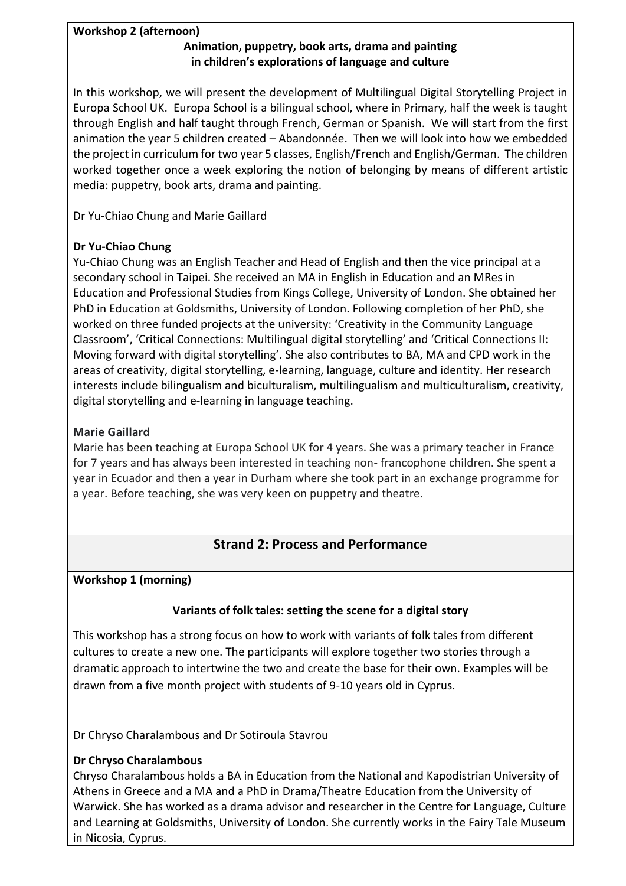**Workshop 2 (afternoon)**

**Animation, puppetry, book arts, drama and painting in children's explorations of language and culture**

In this workshop, we will present the development of Multilingual Digital Storytelling Project in Europa School UK. Europa School is a bilingual school, where in Primary, half the week is taught through English and half taught through French, German or Spanish. We will start from the first animation the year 5 children created – Abandonnée. Then we will look into how we embedded the project in curriculum for two year 5 classes, English/French and English/German. The children worked together once a week exploring the notion of belonging by means of different artistic media: puppetry, book arts, drama and painting.

Dr Yu-Chiao Chung and Marie Gaillard

**Dr Yu-Chiao Chung**

Yu-Chiao Chung was an English Teacher and Head of English and then the vice principal at a secondary school in Taipei. She received an MA in English in Education and an MRes in Education and Professional Studies from Kings College, University of London. She obtained her PhD in Education at Goldsmiths, University of London. Following completion of her PhD, she worked on three funded projects at the university: 'Creativity in the Community Language Classroom', 'Critical Connections: Multilingual digital storytelling' and 'Critical Connections II: Moving forward with digital storytelling'. She also contributes to BA, MA and CPD work in the areas of creativity, digital storytelling, e-learning, language, culture and identity. Her research interests include bilingualism and biculturalism, multilingualism and multiculturalism, creativity, digital storytelling and e-learning in language teaching.

**Marie Gaillard**

Marie has been teaching at Europa School UK for 4 years. She was a primary teacher in France for 7 years and has always been interested in teaching non- francophone children. She spent a year in Ecuador and then a year in Durham where she took part in an exchange programme for a year. Before teaching, she was very keen on puppetry and theatre.

## Strand 2: Process and Performance

**Workshop 1 (morning)**

**Variants of folk tales: setting the scene for a digital story**

This workshop has a strong focus on how to work with variants of folk tales from different cultures to create a new one. The participants will explore together two stories through a dramatic approach to intertwine the two and create the base for their own. Examples will be drawn from a five month project with students of 9-10 years old in Cyprus.

Dr Chryso Charalambous and Dr Sotiroula Stavrou

**Dr Chryso Charalambous**

Chryso Charalambous holds a BA in Education from the National and Kapodistrian University of Athens in Greece and a MA and a PhD in Drama/Theatre Education from the University of Warwick. She has worked as a drama advisor and researcher in the Centre for Language, Culture and Learning at Goldsmiths, University of London. She currently works in the Fairy Tale Museum in Nicosia, Cyprus.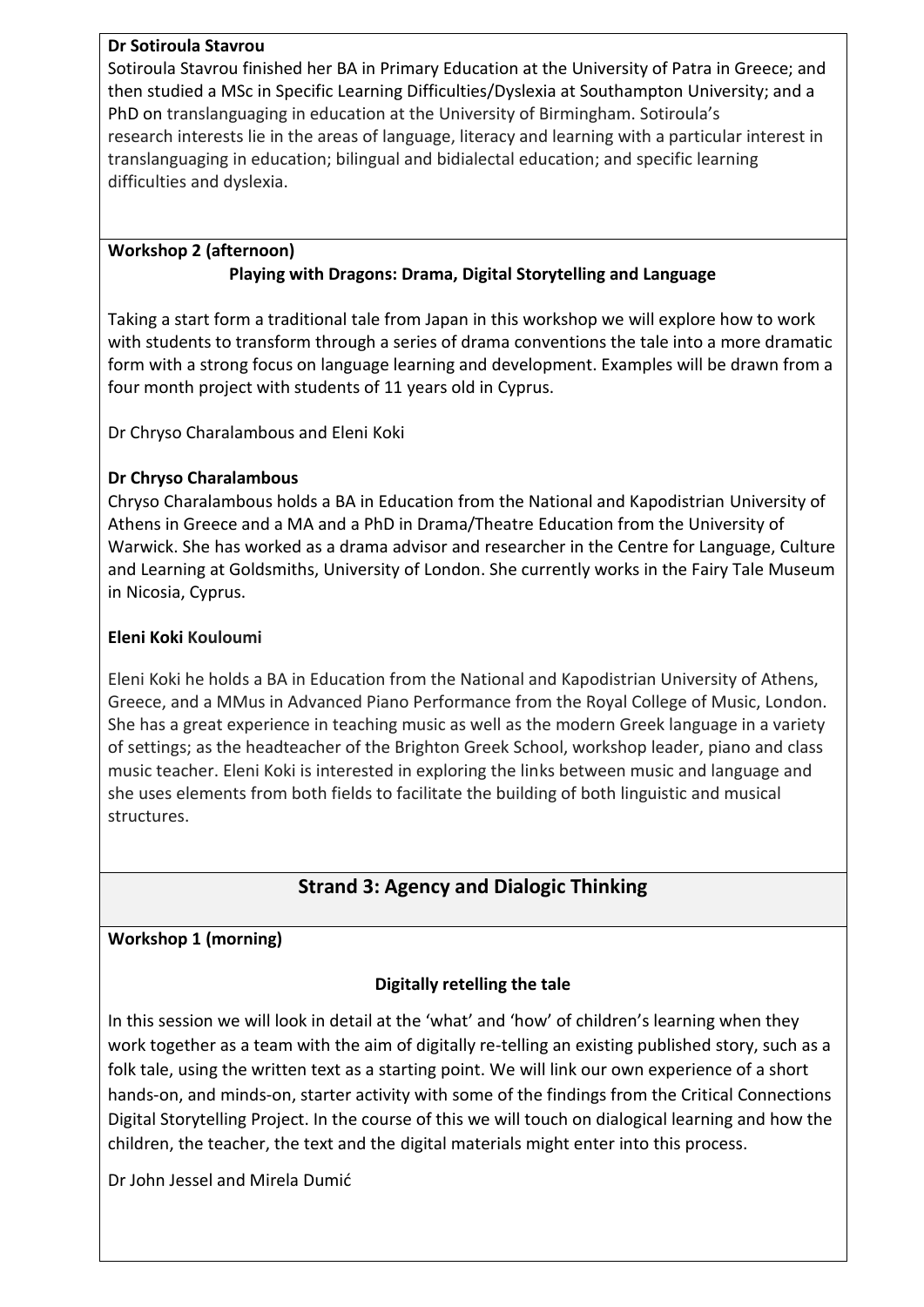**Dr Sotiroula Stavrou**

Sotiroula Stavrou finished her BA in Primary Education at the University of Patra in Greece; and then studied a MSc in Specific Learning Difficulties/Dyslexia at Southampton University; and a PhD on translanguaging in education at the University of Birmingham. Sotiroula's research interests lie in the areas of language, literacy and learning with a particular interest in translanguaging in education; bilingual and bidialectal education; and specific learning difficulties and dyslexia.

**Workshop 2 (afternoon)**

**Playing with Dragons: Drama, Digital Storytelling and Language**

Taking a start form a traditional tale from Japan in this workshop we will explore how to work with students to transform through a series of drama conventions the tale into a more dramatic form with a strong focus on language learning and development. Examples will be drawn from a four month project with students of 11 years old in Cyprus.

Dr Chryso Charalambous and Eleni Koki

**Dr Chryso Charalambous**

Chryso Charalambous holds a BA in Education from the National and Kapodistrian University of Athens in Greece and a MA and a PhD in Drama/Theatre Education from the University of Warwick. She has worked as a drama advisor and researcher in the Centre for Language, Culture and Learning at Goldsmiths, University of London. She currently works in the Fairy Tale Museum in Nicosia, Cyprus.

**Eleni Koki Kouloumi**

Eleni Koki he holds a BA in Education from the National and Kapodistrian University of Athens, Greece, and a MMus in Advanced Piano Performance from the Royal College of Music, London. She has a great experience in teaching music as well as the modern Greek language in a variety of settings; as the headteacher of the Brighton Greek School, workshop leader, piano and class music teacher. Eleni Koki is interested in exploring the links between music and language and she uses elements from both fields to facilitate the building of both linguistic and musical structures.

## Strand 3: Agency and Dialogic Thinking

**Workshop 1 (morning)**

**Digitally retelling the tale**

In this session we will look in detail at the 'what' and 'how' of children's learning when they work together as a team with the aim of digitally re-telling an existing published story, such as a folk tale, using the written text as a starting point. We will link our own experience of a short hands-on, and minds-on, starter activity with some of the findings from the Critical Connections Digital Storytelling Project. In the course of this we will touch on dialogical learning and how the children, the teacher, the text and the digital materials might enter into this process.

Dr John Jessel and Mirela Dumić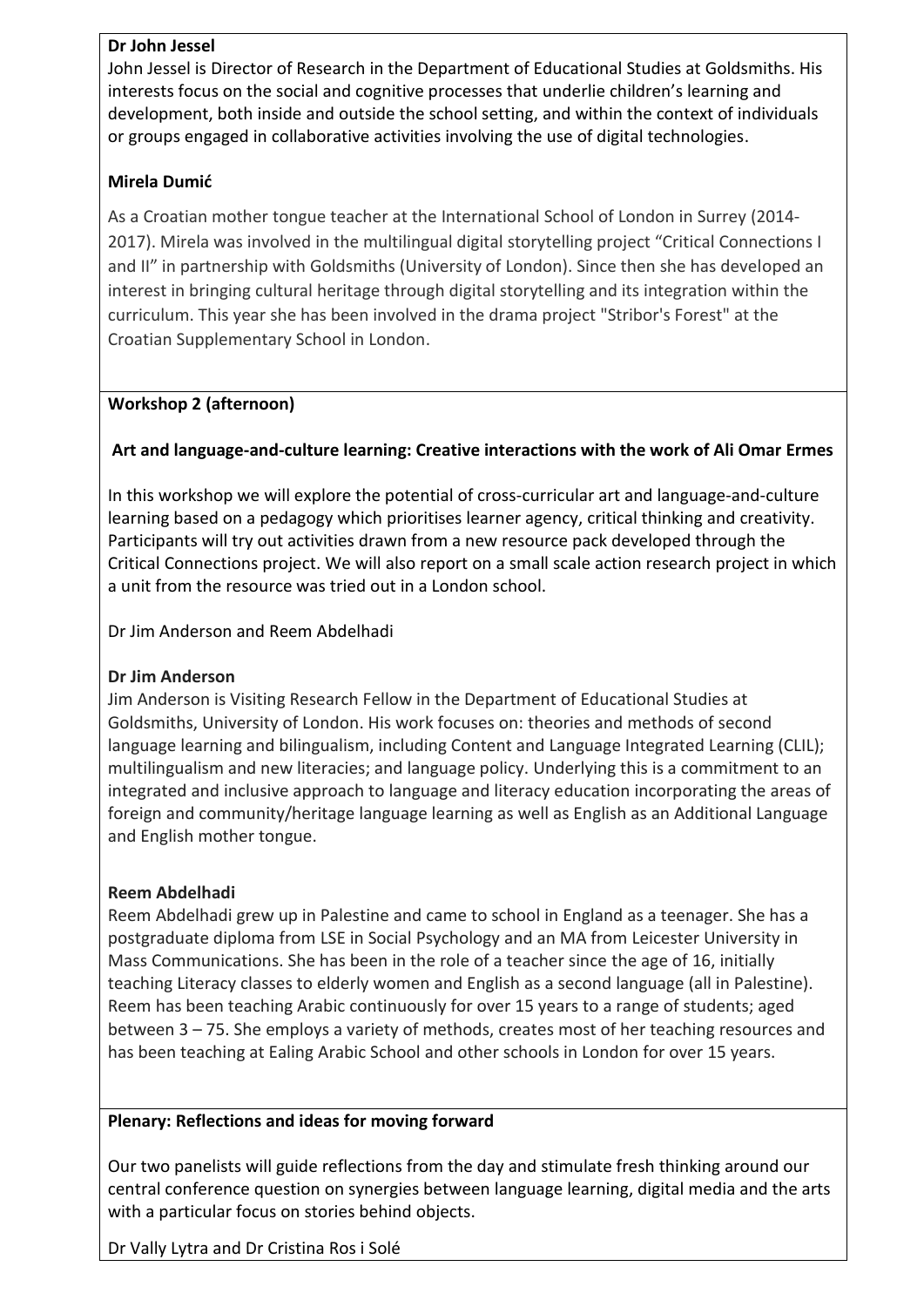**Dr John Jessel**

John Jessel is Director of Research in the Department of Educational Studies at Goldsmiths. His interests focus on the social and cognitive processes that underlie children's learning and development, both inside and outside the school setting, and within the context of individuals or groups engaged in collaborative activities involving the use of digital technologies.

**Mirela Dumić**

As a Croatian mother tongue teacher at the International School of London in Surrey (2014-2017). Mirela was involved in the multilingual digital storytelling project "Critical Connections I and II" in partnership with Goldsmiths (University of London). Since then she has developed an interest in bringing cultural heritage through digital storytelling and its integration within the curriculum. This year she has been involved in the drama project "Stribor's Forest" at the Croatian Supplementary School in London.

**Workshop 2 (afternoon)**

**Art and language-and-culture learning: Creative interactions with the work of Ali Omar Ermes**

In this workshop we will explore the potential of cross-curricular art and language-and-culture learning based on a pedagogy which prioritises learner agency, critical thinking and creativity. Participants will try out activities drawn from a new resource pack developed through the Critical Connections project. We will also report on a small scale action research project in which a unit from the resource was tried out in a London school.

Dr Jim Anderson and Reem Abdelhadi

**Dr Jim Anderson**

Jim Anderson is Visiting Research Fellow in the Department of Educational Studies at Goldsmiths, University of London. His work focuses on: theories and methods of second language learning and bilingualism, including Content and Language Integrated Learning (CLIL); multilingualism and new literacies; and language policy. Underlying this is a commitment to an integrated and inclusive approach to language and literacy education incorporating the areas of foreign and community/heritage language learning as well as English as an Additional Language and English mother tongue.

**Reem Abdelhadi**

Reem Abdelhadi grew up in Palestine and came to school in England as a teenager. She has a postgraduate diploma from LSE in Social Psychology and an MA from Leicester University in Mass Communications. She has been in the role of a teacher since the age of 16, initially teaching Literacy classes to elderly women and English as a second language (all in Palestine). Reem has been teaching Arabic continuously for over 15 years to a range of students; aged between 3 – 75. She employs a variety of methods, creates most of her teaching resources and has been teaching at Ealing Arabic School and other schools in London for over 15 years.

**Plenary: Reflections and ideas for moving forward**

Our two panelists will guide reflections from the day and stimulate fresh thinking around our central conference question on synergies between language learning, digital media and the arts with a particular focus on stories behind objects.

Dr Vally Lytra and Dr Cristina Ros i Solé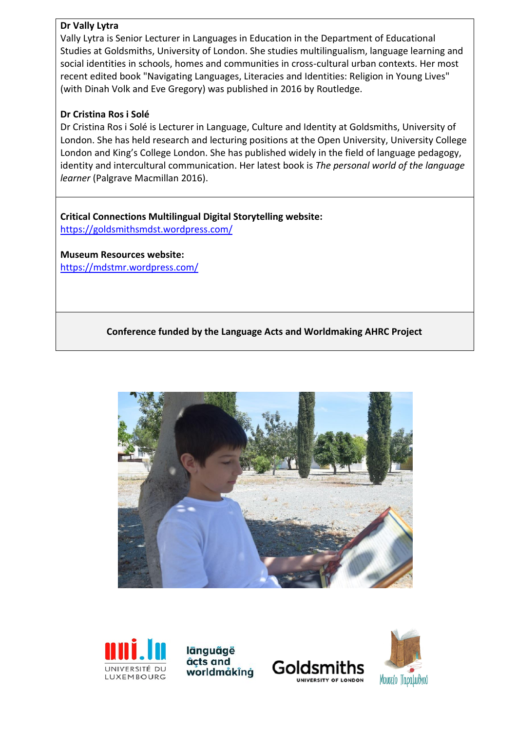**Dr Vally Lytra**

Vally Lytra is Senior Lecturer in Languages in Education in the Department of Educational Studies at Goldsmiths, University of London. She studies multilingualism, language learning and social identities in schools, homes and communities in cross-cultural urban contexts. Her most recent edited book "Navigating Languages, Literacies and Identities: Religion in Young Lives" (with Dinah Volk and Eve Gregory) was published in 2016 by Routledge.

**Dr Cristina Ros i Solé**

Dr Cristina Ros i Solé is Lecturer in Language, Culture and Identity at Goldsmiths, University of London. She has held research and lecturing positions at the Open University, University College London and King's College London. She has published widely in the field of language pedagogy, identity and intercultural communication. Her latest book is *The personal world of the language learner* (Palgrave Macmillan 2016).

**Critical Connections Multilingual Digital Storytelling website:**
https://goldsmithsmdst.wordpress.com/

**Museum Resources website:**
https://mdstmr.wordpress.com/

**Conference funded by the Language Acts and Worldmaking AHRC Project**

UNIVERSITÉ DU LUXEMBOURG

language acts and worldmaking

Goldsmiths UNIVERSITY OF LONDON

Μουσείο Παραμυθιού